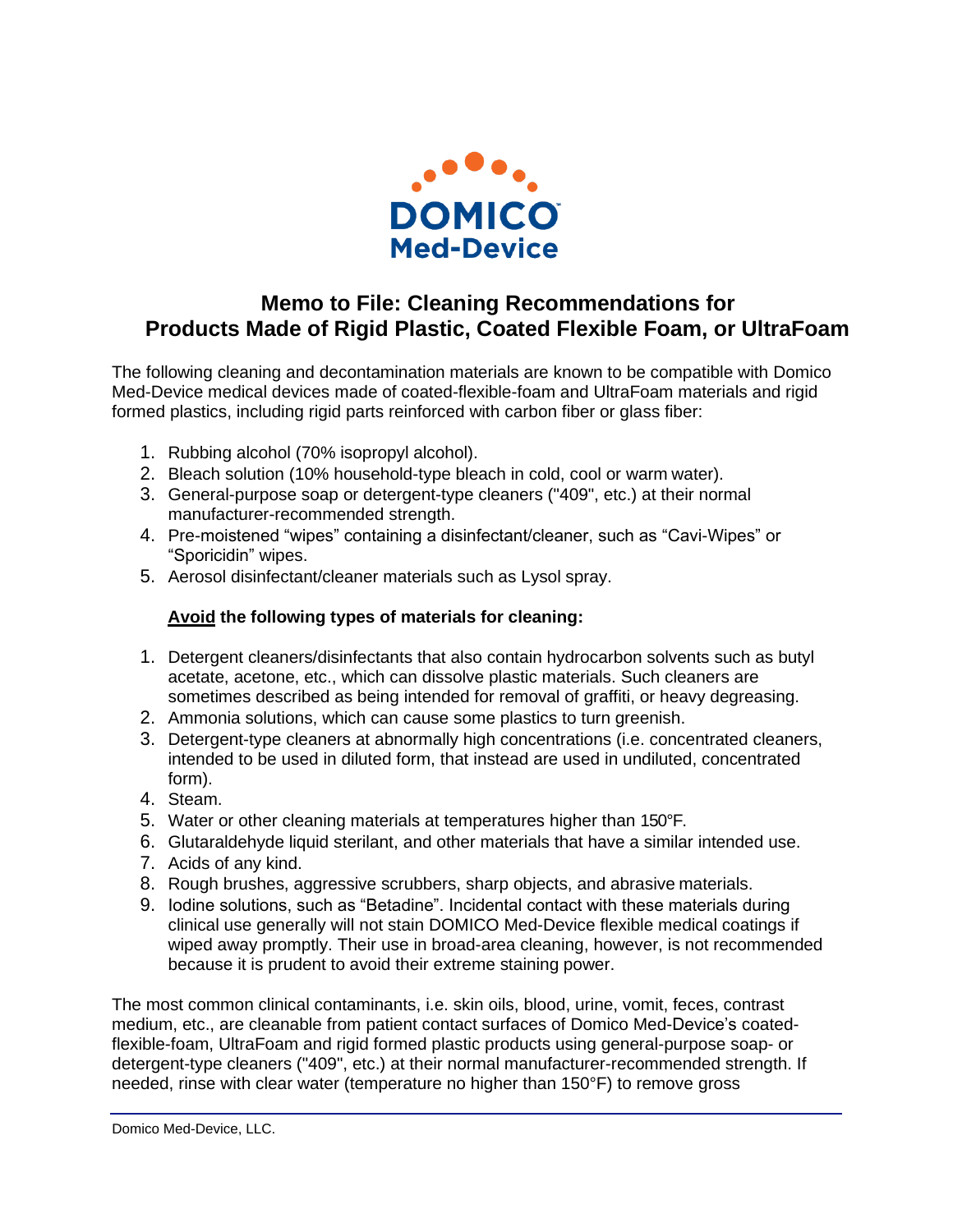DOMICO
Med-Device

# Memo to File: Cleaning Recommendations for Products Made of Rigid Plastic, Coated Flexible Foam, or UltraFoam

The following cleaning and decontamination materials are known to be compatible with Domico Med-Device medical devices made of coated-flexible-foam and UltraFoam materials and rigid formed plastics, including rigid parts reinforced with carbon fiber or glass fiber:

1. Rubbing alcohol (70% isopropyl alcohol).
2. Bleach solution (10% household-type bleach in cold, cool or warm water).
3. General-purpose soap or detergent-type cleaners ("409", etc.) at their normal manufacturer-recommended strength.
4. Pre-moistened "wipes" containing a disinfectant/cleaner, such as "Cavi-Wipes" or "Sporicidin" wipes.
5. Aerosol disinfectant/cleaner materials such as Lysol spray.

**Avoid the following types of materials for cleaning:**

1. Detergent cleaners/disinfectants that also contain hydrocarbon solvents such as butyl acetate, acetone, etc., which can dissolve plastic materials. Such cleaners are sometimes described as being intended for removal of graffiti, or heavy degreasing.
2. Ammonia solutions, which can cause some plastics to turn greenish.
3. Detergent-type cleaners at abnormally high concentrations (i.e. concentrated cleaners, intended to be used in diluted form, that instead are used in undiluted, concentrated form).
4. Steam.
5. Water or other cleaning materials at temperatures higher than 150°F.
6. Glutaraldehyde liquid sterilant, and other materials that have a similar intended use.
7. Acids of any kind.
8. Rough brushes, aggressive scrubbers, sharp objects, and abrasive materials.
9. Iodine solutions, such as "Betadine". Incidental contact with these materials during clinical use generally will not stain DOMICO Med-Device flexible medical coatings if wiped away promptly. Their use in broad-area cleaning, however, is not recommended because it is prudent to avoid their extreme staining power.

The most common clinical contaminants, i.e. skin oils, blood, urine, vomit, feces, contrast medium, etc., are cleanable from patient contact surfaces of Domico Med-Device's coated-flexible-foam, UltraFoam and rigid formed plastic products using general-purpose soap- or detergent-type cleaners ("409", etc.) at their normal manufacturer-recommended strength. If needed, rinse with clear water (temperature no higher than 150°F) to remove gross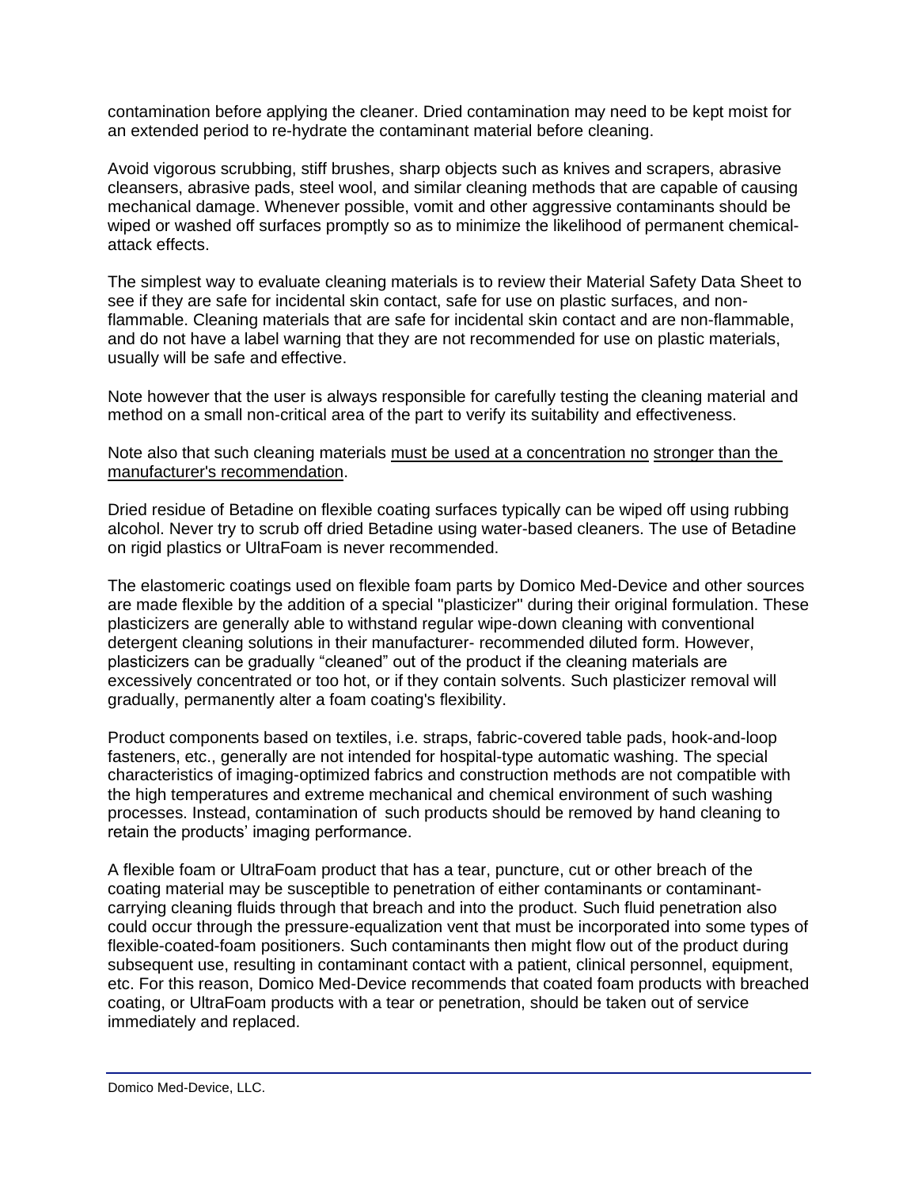contamination before applying the cleaner. Dried contamination may need to be kept moist for an extended period to re-hydrate the contaminant material before cleaning.

Avoid vigorous scrubbing, stiff brushes, sharp objects such as knives and scrapers, abrasive cleansers, abrasive pads, steel wool, and similar cleaning methods that are capable of causing mechanical damage. Whenever possible, vomit and other aggressive contaminants should be wiped or washed off surfaces promptly so as to minimize the likelihood of permanent chemical-attack effects.

The simplest way to evaluate cleaning materials is to review their Material Safety Data Sheet to see if they are safe for incidental skin contact, safe for use on plastic surfaces, and non-flammable. Cleaning materials that are safe for incidental skin contact and are non-flammable, and do not have a label warning that they are not recommended for use on plastic materials, usually will be safe and effective.

Note however that the user is always responsible for carefully testing the cleaning material and method on a small non-critical area of the part to verify its suitability and effectiveness.

Note also that such cleaning materials <u>must be used at a concentration no stronger than the manufacturer's recommendation</u>.

Dried residue of Betadine on flexible coating surfaces typically can be wiped off using rubbing alcohol. Never try to scrub off dried Betadine using water-based cleaners. The use of Betadine on rigid plastics or UltraFoam is never recommended.

The elastomeric coatings used on flexible foam parts by Domico Med-Device and other sources are made flexible by the addition of a special "plasticizer" during their original formulation. These plasticizers are generally able to withstand regular wipe-down cleaning with conventional detergent cleaning solutions in their manufacturer- recommended diluted form. However, plasticizers can be gradually "cleaned" out of the product if the cleaning materials are excessively concentrated or too hot, or if they contain solvents. Such plasticizer removal will gradually, permanently alter a foam coating's flexibility.

Product components based on textiles, i.e. straps, fabric-covered table pads, hook-and-loop fasteners, etc., generally are not intended for hospital-type automatic washing. The special characteristics of imaging-optimized fabrics and construction methods are not compatible with the high temperatures and extreme mechanical and chemical environment of such washing processes. Instead, contamination of such products should be removed by hand cleaning to retain the products' imaging performance.

A flexible foam or UltraFoam product that has a tear, puncture, cut or other breach of the coating material may be susceptible to penetration of either contaminants or contaminant-carrying cleaning fluids through that breach and into the product. Such fluid penetration also could occur through the pressure-equalization vent that must be incorporated into some types of flexible-coated-foam positioners. Such contaminants then might flow out of the product during subsequent use, resulting in contaminant contact with a patient, clinical personnel, equipment, etc. For this reason, Domico Med-Device recommends that coated foam products with breached coating, or UltraFoam products with a tear or penetration, should be taken out of service immediately and replaced.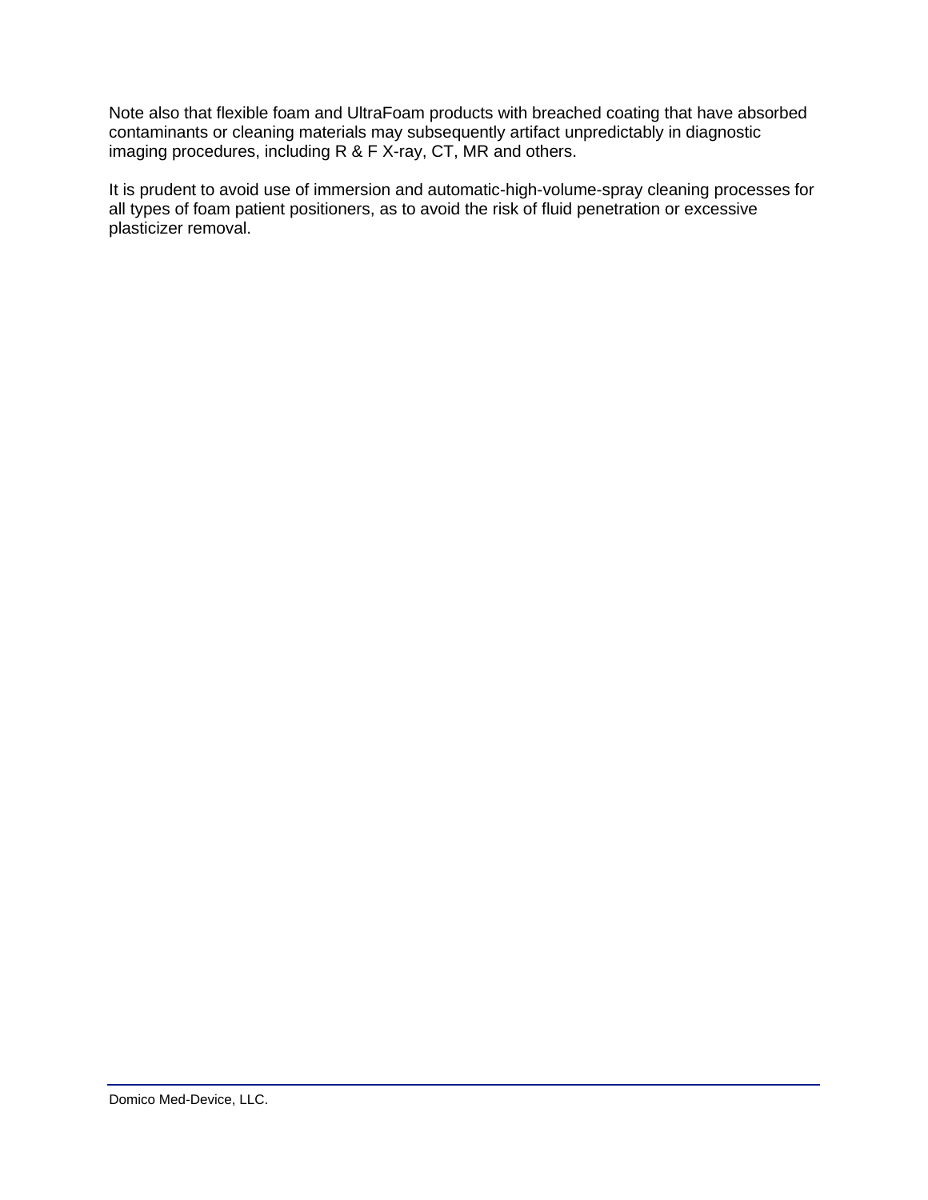Note also that flexible foam and UltraFoam products with breached coating that have absorbed contaminants or cleaning materials may subsequently artifact unpredictably in diagnostic imaging procedures, including R & F X-ray, CT, MR and others.

It is prudent to avoid use of immersion and automatic-high-volume-spray cleaning processes for all types of foam patient positioners, as to avoid the risk of fluid penetration or excessive plasticizer removal.